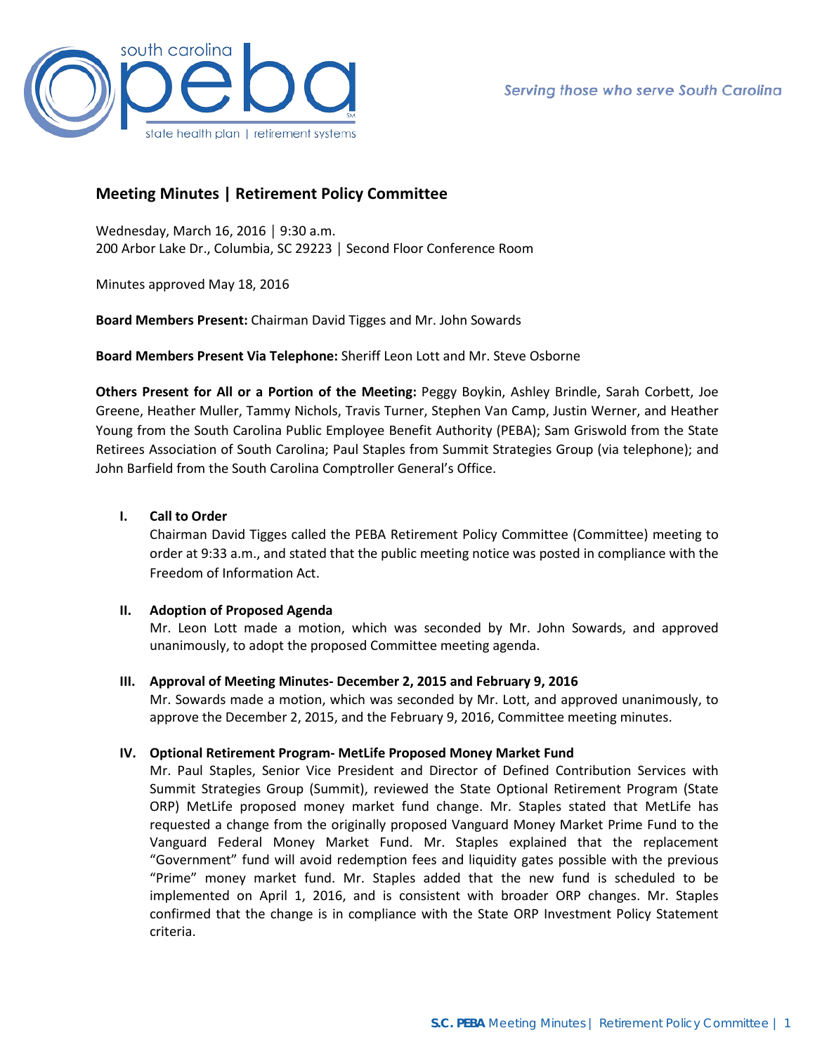Serving those who serve South Carolina

# Meeting Minutes | Retirement Policy Committee

Wednesday, March 16, 2016 | 9:30 a.m.
200 Arbor Lake Dr., Columbia, SC 29223 | Second Floor Conference Room

Minutes approved May 18, 2016

**Board Members Present:** Chairman David Tigges and Mr. John Sowards

**Board Members Present Via Telephone:** Sheriff Leon Lott and Mr. Steve Osborne

**Others Present for All or a Portion of the Meeting:** Peggy Boykin, Ashley Brindle, Sarah Corbett, Joe Greene, Heather Muller, Tammy Nichols, Travis Turner, Stephen Van Camp, Justin Werner, and Heather Young from the South Carolina Public Employee Benefit Authority (PEBA); Sam Griswold from the State Retirees Association of South Carolina; Paul Staples from Summit Strategies Group (via telephone); and John Barfield from the South Carolina Comptroller General's Office.

## I. Call to Order

Chairman David Tigges called the PEBA Retirement Policy Committee (Committee) meeting to order at 9:33 a.m., and stated that the public meeting notice was posted in compliance with the Freedom of Information Act.

## II. Adoption of Proposed Agenda

Mr. Leon Lott made a motion, which was seconded by Mr. John Sowards, and approved unanimously, to adopt the proposed Committee meeting agenda.

## III. Approval of Meeting Minutes- December 2, 2015 and February 9, 2016

Mr. Sowards made a motion, which was seconded by Mr. Lott, and approved unanimously, to approve the December 2, 2015, and the February 9, 2016, Committee meeting minutes.

## IV. Optional Retirement Program- MetLife Proposed Money Market Fund

Mr. Paul Staples, Senior Vice President and Director of Defined Contribution Services with Summit Strategies Group (Summit), reviewed the State Optional Retirement Program (State ORP) MetLife proposed money market fund change. Mr. Staples stated that MetLife has requested a change from the originally proposed Vanguard Money Market Prime Fund to the Vanguard Federal Money Market Fund. Mr. Staples explained that the replacement "Government" fund will avoid redemption fees and liquidity gates possible with the previous "Prime" money market fund. Mr. Staples added that the new fund is scheduled to be implemented on April 1, 2016, and is consistent with broader ORP changes. Mr. Staples confirmed that the change is in compliance with the State ORP Investment Policy Statement criteria.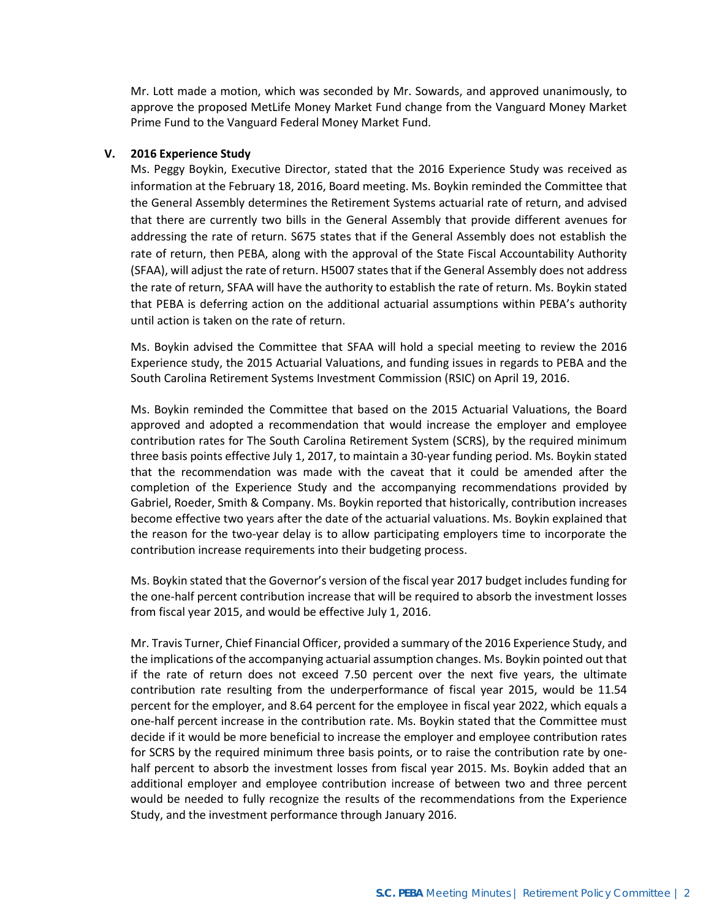Mr. Lott made a motion, which was seconded by Mr. Sowards, and approved unanimously, to approve the proposed MetLife Money Market Fund change from the Vanguard Money Market Prime Fund to the Vanguard Federal Money Market Fund.

## V. 2016 Experience Study

Ms. Peggy Boykin, Executive Director, stated that the 2016 Experience Study was received as information at the February 18, 2016, Board meeting. Ms. Boykin reminded the Committee that the General Assembly determines the Retirement Systems actuarial rate of return, and advised that there are currently two bills in the General Assembly that provide different avenues for addressing the rate of return. S675 states that if the General Assembly does not establish the rate of return, then PEBA, along with the approval of the State Fiscal Accountability Authority (SFAA), will adjust the rate of return. H5007 states that if the General Assembly does not address the rate of return, SFAA will have the authority to establish the rate of return. Ms. Boykin stated that PEBA is deferring action on the additional actuarial assumptions within PEBA's authority until action is taken on the rate of return.

Ms. Boykin advised the Committee that SFAA will hold a special meeting to review the 2016 Experience study, the 2015 Actuarial Valuations, and funding issues in regards to PEBA and the South Carolina Retirement Systems Investment Commission (RSIC) on April 19, 2016.

Ms. Boykin reminded the Committee that based on the 2015 Actuarial Valuations, the Board approved and adopted a recommendation that would increase the employer and employee contribution rates for The South Carolina Retirement System (SCRS), by the required minimum three basis points effective July 1, 2017, to maintain a 30-year funding period. Ms. Boykin stated that the recommendation was made with the caveat that it could be amended after the completion of the Experience Study and the accompanying recommendations provided by Gabriel, Roeder, Smith & Company. Ms. Boykin reported that historically, contribution increases become effective two years after the date of the actuarial valuations. Ms. Boykin explained that the reason for the two-year delay is to allow participating employers time to incorporate the contribution increase requirements into their budgeting process.

Ms. Boykin stated that the Governor's version of the fiscal year 2017 budget includes funding for the one-half percent contribution increase that will be required to absorb the investment losses from fiscal year 2015, and would be effective July 1, 2016.

Mr. Travis Turner, Chief Financial Officer, provided a summary of the 2016 Experience Study, and the implications of the accompanying actuarial assumption changes. Ms. Boykin pointed out that if the rate of return does not exceed 7.50 percent over the next five years, the ultimate contribution rate resulting from the underperformance of fiscal year 2015, would be 11.54 percent for the employer, and 8.64 percent for the employee in fiscal year 2022, which equals a one-half percent increase in the contribution rate. Ms. Boykin stated that the Committee must decide if it would be more beneficial to increase the employer and employee contribution rates for SCRS by the required minimum three basis points, or to raise the contribution rate by one-half percent to absorb the investment losses from fiscal year 2015. Ms. Boykin added that an additional employer and employee contribution increase of between two and three percent would be needed to fully recognize the results of the recommendations from the Experience Study, and the investment performance through January 2016.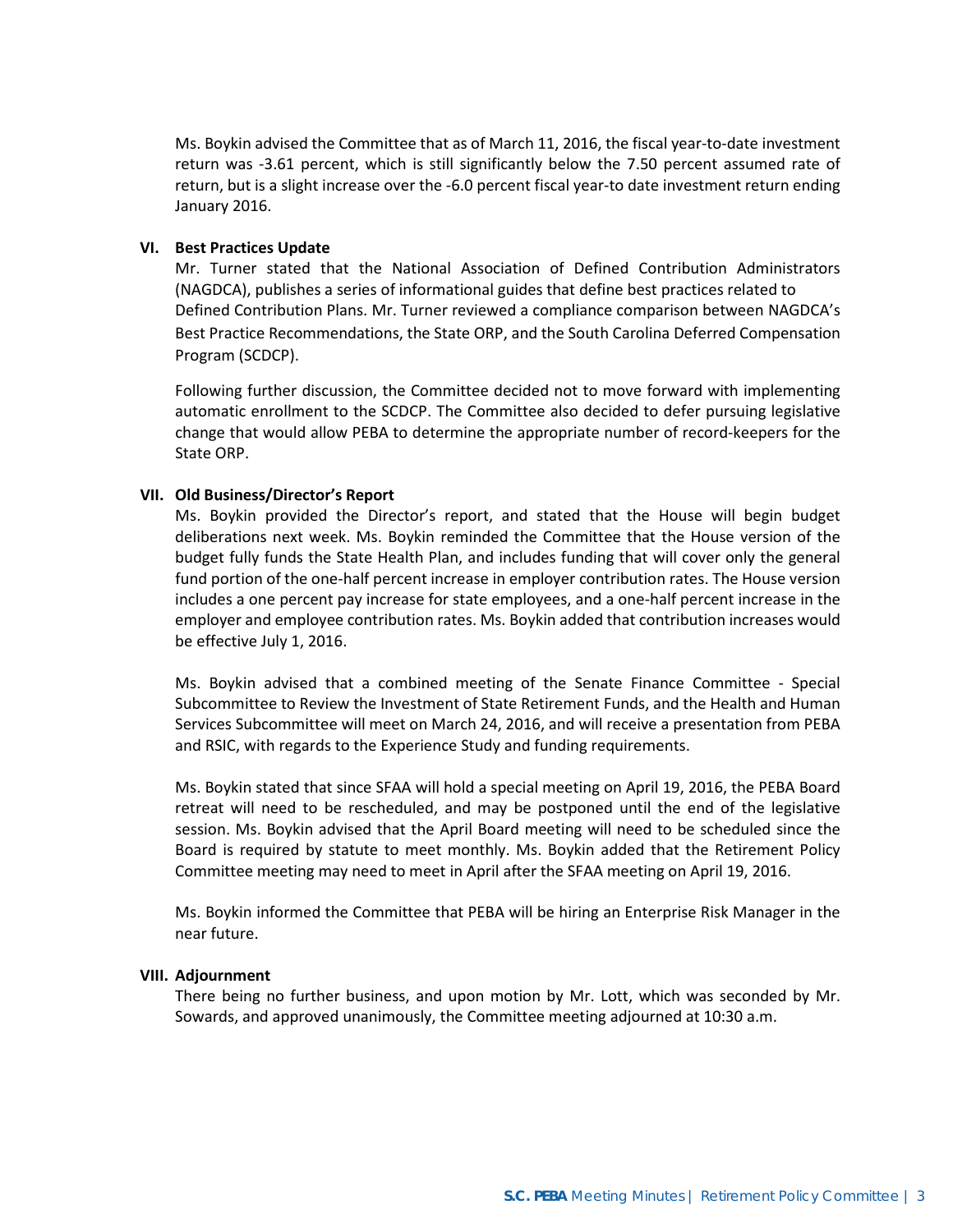Ms. Boykin advised the Committee that as of March 11, 2016, the fiscal year-to-date investment return was -3.61 percent, which is still significantly below the 7.50 percent assumed rate of return, but is a slight increase over the -6.0 percent fiscal year-to date investment return ending January 2016.

**VI. Best Practices Update**

Mr. Turner stated that the National Association of Defined Contribution Administrators (NAGDCA), publishes a series of informational guides that define best practices related to Defined Contribution Plans. Mr. Turner reviewed a compliance comparison between NAGDCA's Best Practice Recommendations, the State ORP, and the South Carolina Deferred Compensation Program (SCDCP).

Following further discussion, the Committee decided not to move forward with implementing automatic enrollment to the SCDCP. The Committee also decided to defer pursuing legislative change that would allow PEBA to determine the appropriate number of record-keepers for the State ORP.

**VII. Old Business/Director's Report**

Ms. Boykin provided the Director's report, and stated that the House will begin budget deliberations next week. Ms. Boykin reminded the Committee that the House version of the budget fully funds the State Health Plan, and includes funding that will cover only the general fund portion of the one-half percent increase in employer contribution rates. The House version includes a one percent pay increase for state employees, and a one-half percent increase in the employer and employee contribution rates. Ms. Boykin added that contribution increases would be effective July 1, 2016.

Ms. Boykin advised that a combined meeting of the Senate Finance Committee - Special Subcommittee to Review the Investment of State Retirement Funds, and the Health and Human Services Subcommittee will meet on March 24, 2016, and will receive a presentation from PEBA and RSIC, with regards to the Experience Study and funding requirements.

Ms. Boykin stated that since SFAA will hold a special meeting on April 19, 2016, the PEBA Board retreat will need to be rescheduled, and may be postponed until the end of the legislative session. Ms. Boykin advised that the April Board meeting will need to be scheduled since the Board is required by statute to meet monthly. Ms. Boykin added that the Retirement Policy Committee meeting may need to meet in April after the SFAA meeting on April 19, 2016.

Ms. Boykin informed the Committee that PEBA will be hiring an Enterprise Risk Manager in the near future.

**VIII. Adjournment**

There being no further business, and upon motion by Mr. Lott, which was seconded by Mr. Sowards, and approved unanimously, the Committee meeting adjourned at 10:30 a.m.